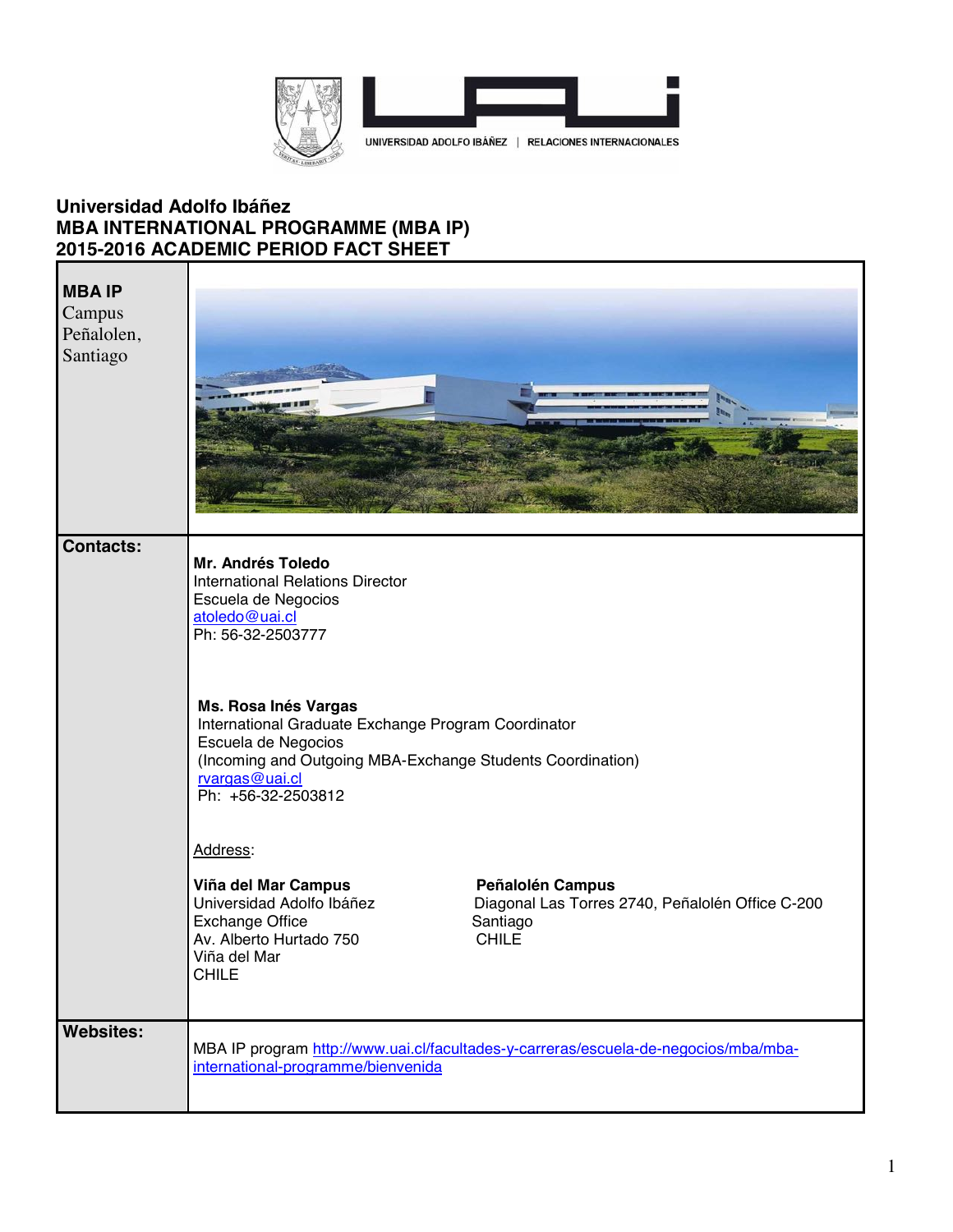UNIVERSIDAD ADOLFO IBÁÑEZ | RELACIONES INTERNACIONALES

# Universidad Adolfo Ibáñez
# MBA INTERNATIONAL PROGRAMME (MBA IP)
# 2015-2016 ACADEMIC PERIOD FACT SHEET

| | |
|---|---|
| **MBA IP** Campus Peñalolen, Santiago | |
| **Contacts:** | **Mr. Andrés Toledo**<br>International Relations Director<br>Escuela de Negocios<br>atoledo@uai.cl<br>Ph: 56-32-2503777<br><br>**Ms. Rosa Inés Vargas**<br>International Graduate Exchange Program Coordinator<br>Escuela de Negocios<br>(Incoming and Outgoing MBA-Exchange Students Coordination)<br>rvargas@uai.cl<br>Ph: +56-32-2503812<br><br>Address:<br><br>**Viña del Mar Campus**<br>Universidad Adolfo Ibáñez<br>Exchange Office<br>Av. Alberto Hurtado 750<br>Viña del Mar<br>CHILE<br><br>**Peñalolén Campus**<br>Diagonal Las Torres 2740, Peñalolén Office C-200<br>Santiago<br>CHILE |
| **Websites:** | MBA IP program http://www.uai.cl/facultades-y-carreras/escuela-de-negocios/mba/mba-international-programme/bienvenida |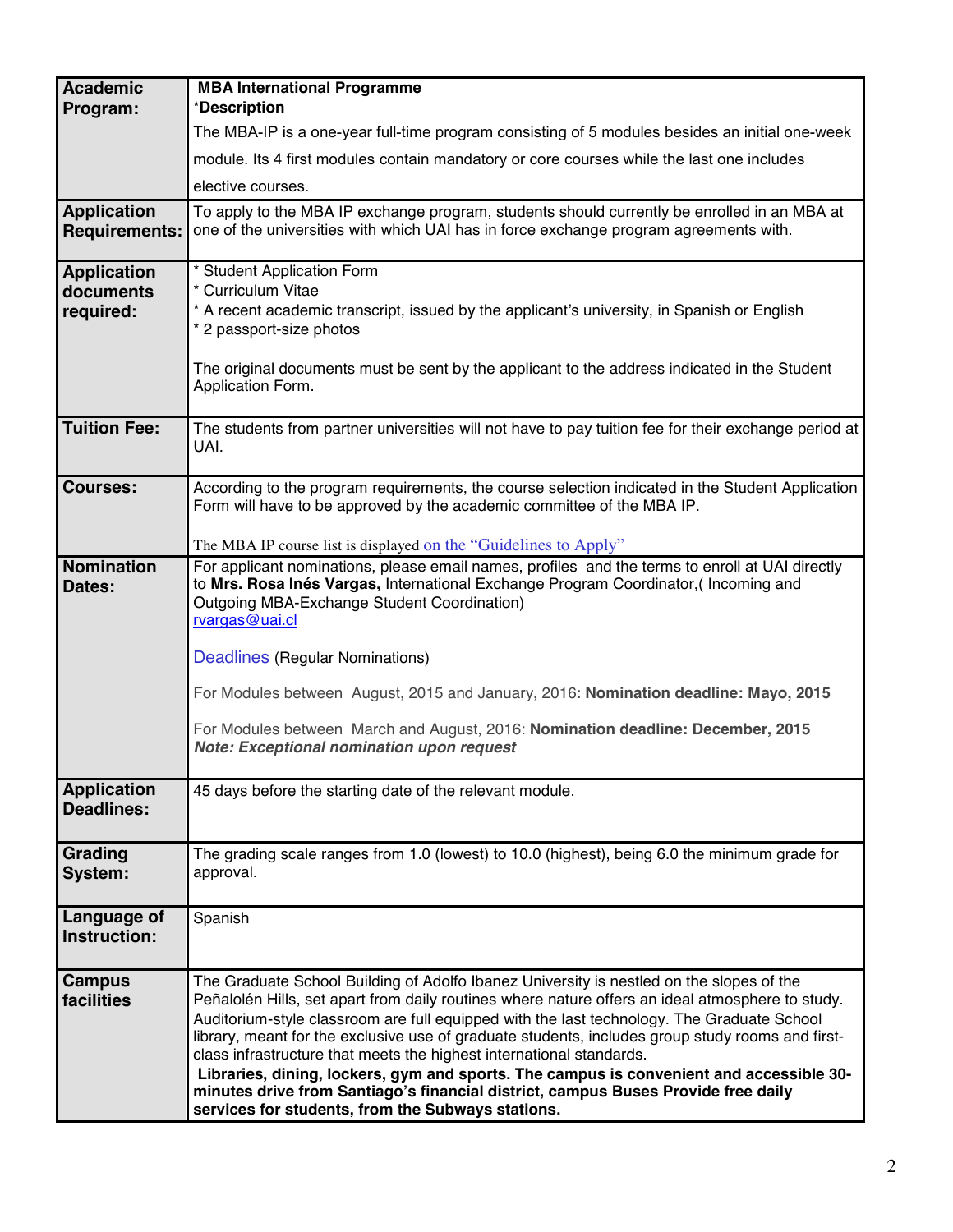| **Academic Program:** | **MBA International Programme**<br>*__Description__<br>The MBA-IP is a one-year full-time program consisting of 5 modules besides an initial one-week module. Its 4 first modules contain mandatory or core courses while the last one includes elective courses. |
|---|---|
| **Application Requirements:** | To apply to the MBA IP exchange program, students should currently be enrolled in an MBA at one of the universities with which UAI has in force exchange program agreements with. |
| **Application documents required:** | * Student Application Form<br>* Curriculum Vitae<br>* A recent academic transcript, issued by the applicant's university, in Spanish or English<br>* 2 passport-size photos<br><br>The original documents must be sent by the applicant to the address indicated in the Student Application Form. |
| **Tuition Fee:** | The students from partner universities will not have to pay tuition fee for their exchange period at UAI. |
| **Courses:** | According to the program requirements, the course selection indicated in the Student Application Form will have to be approved by the academic committee of the MBA IP.<br><br>The MBA IP course list is displayed on the "Guidelines to Apply" |
| **Nomination Dates:** | For applicant nominations, please email names, profiles and the terms to enroll at UAI directly to **Mrs. Rosa Inés Vargas,** International Exchange Program Coordinator,( Incoming and Outgoing MBA-Exchange Student Coordination)<br>rvargas@uai.cl<br><br>Deadlines (Regular Nominations)<br><br>For Modules between August, 2015 and January, 2016: **Nomination deadline: Mayo, 2015**<br><br>For Modules between March and August, 2016: **Nomination deadline: December, 2015**<br>***Note: Exceptional nomination upon request*** |
| **Application Deadlines:** | 45 days before the starting date of the relevant module. |
| **Grading System:** | The grading scale ranges from 1.0 (lowest) to 10.0 (highest), being 6.0 the minimum grade for approval. |
| **Language of Instruction:** | Spanish |
| **Campus facilities** | The Graduate School Building of Adolfo Ibanez University is nestled on the slopes of the Peñalolén Hills, set apart from daily routines where nature offers an ideal atmosphere to study. Auditorium-style classroom are full equipped with the last technology. The Graduate School library, meant for the exclusive use of graduate students, includes group study rooms and first-class infrastructure that meets the highest international standards.<br>**Libraries, dining, lockers, gym and sports. The campus is convenient and accessible 30-minutes drive from Santiago's financial district, campus Buses Provide free daily services for students, from the Subways stations.** |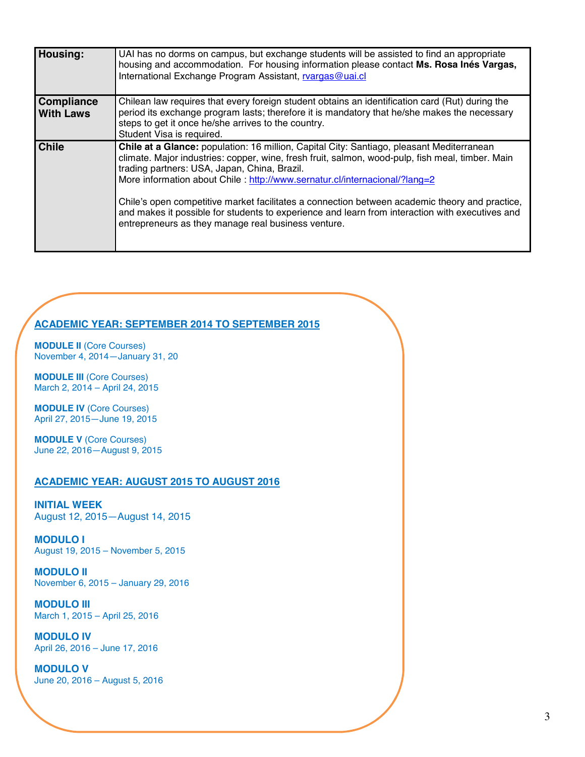| | |
|---|---|
| **Housing:** | UAI has no dorms on campus, but exchange students will be assisted to find an appropriate housing and accommodation. For housing information please contact **Ms. Rosa Inés Vargas,** International Exchange Program Assistant, rvargas@uai.cl |
| **Compliance With Laws** | Chilean law requires that every foreign student obtains an identification card (Rut) during the period its exchange program lasts; therefore it is mandatory that he/she makes the necessary steps to get it once he/she arrives to the country.<br>Student Visa is required. |
| **Chile** | **Chile at a Glance:** population: 16 million, Capital City: Santiago, pleasant Mediterranean climate. Major industries: copper, wine, fresh fruit, salmon, wood-pulp, fish meal, timber. Main trading partners: USA, Japan, China, Brazil.<br>More information about Chile : http://www.sernatur.cl/internacional/?lang=2<br><br>Chile's open competitive market facilitates a connection between academic theory and practice, and makes it possible for students to experience and learn from interaction with executives and entrepreneurs as they manage real business venture. |

## ACADEMIC YEAR: SEPTEMBER 2014 TO SEPTEMBER 2015

**MODULE II** (Core Courses)
November 4, 2014—January 31, 20

**MODULE III** (Core Courses)
March 2, 2014 – April 24, 2015

**MODULE IV** (Core Courses)
April 27, 2015—June 19, 2015

**MODULE V** (Core Courses)
June 22, 2016—August 9, 2015

## ACADEMIC YEAR: AUGUST 2015 TO AUGUST 2016

**INITIAL WEEK**
August 12, 2015—August 14, 2015

**MODULO I**
August 19, 2015 – November 5, 2015

**MODULO II**
November 6, 2015 – January 29, 2016

**MODULO III**
March 1, 2015 – April 25, 2016

**MODULO IV**
April 26, 2016 – June 17, 2016

**MODULO V**
June 20, 2016 – August 5, 2016